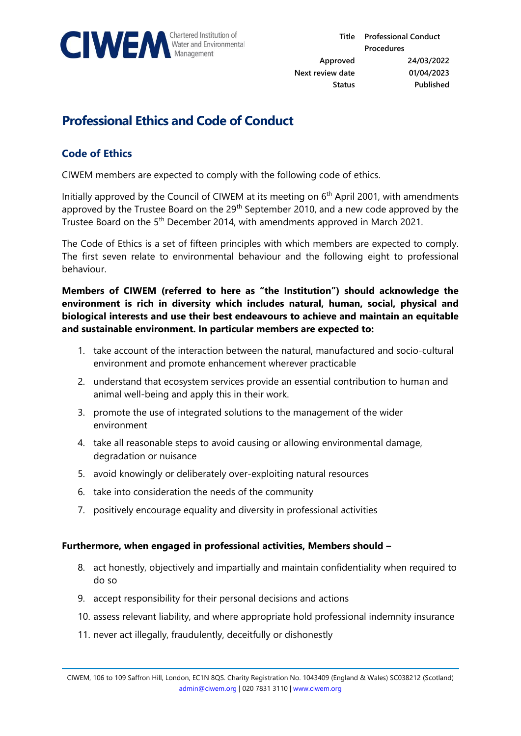| Title | Professional Conduct Procedures |
| --- | --- |
| Approved | 24/03/2022 |
| Next review date | 01/04/2023 |
| Status | Published |

# Professional Ethics and Code of Conduct

## Code of Ethics

CIWEM members are expected to comply with the following code of ethics.

Initially approved by the Council of CIWEM at its meeting on 6th April 2001, with amendments approved by the Trustee Board on the 29th September 2010, and a new code approved by the Trustee Board on the 5th December 2014, with amendments approved in March 2021.

The Code of Ethics is a set of fifteen principles with which members are expected to comply. The first seven relate to environmental behaviour and the following eight to professional behaviour.

**Members of CIWEM (referred to here as "the Institution") should acknowledge the environment is rich in diversity which includes natural, human, social, physical and biological interests and use their best endeavours to achieve and maintain an equitable and sustainable environment. In particular members are expected to:**

1. take account of the interaction between the natural, manufactured and socio-cultural environment and promote enhancement wherever practicable
2. understand that ecosystem services provide an essential contribution to human and animal well-being and apply this in their work.
3. promote the use of integrated solutions to the management of the wider environment
4. take all reasonable steps to avoid causing or allowing environmental damage, degradation or nuisance
5. avoid knowingly or deliberately over-exploiting natural resources
6. take into consideration the needs of the community
7. positively encourage equality and diversity in professional activities

**Furthermore, when engaged in professional activities, Members should –**

8. act honestly, objectively and impartially and maintain confidentiality when required to do so
9. accept responsibility for their personal decisions and actions
10. assess relevant liability, and where appropriate hold professional indemnity insurance
11. never act illegally, fraudulently, deceitfully or dishonestly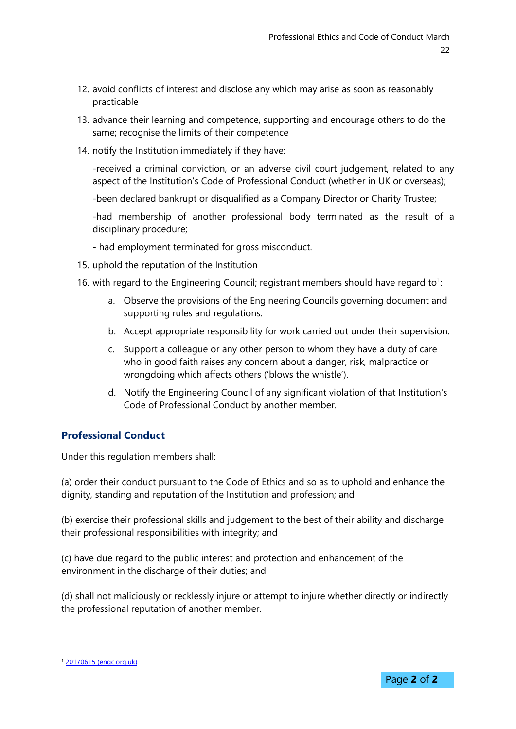12. avoid conflicts of interest and disclose any which may arise as soon as reasonably practicable
13. advance their learning and competence, supporting and encourage others to do the same; recognise the limits of their competence
14. notify the Institution immediately if they have:

    -received a criminal conviction, or an adverse civil court judgement, related to any aspect of the Institution's Code of Professional Conduct (whether in UK or overseas);

    -been declared bankrupt or disqualified as a Company Director or Charity Trustee;

    -had membership of another professional body terminated as the result of a disciplinary procedure;

    - had employment terminated for gross misconduct.
15. uphold the reputation of the Institution
16. with regard to the Engineering Council; registrant members should have regard to[1]:
    a. Observe the provisions of the Engineering Councils governing document and supporting rules and regulations.
    b. Accept appropriate responsibility for work carried out under their supervision.
    c. Support a colleague or any other person to whom they have a duty of care who in good faith raises any concern about a danger, risk, malpractice or wrongdoing which affects others ('blows the whistle').
    d. Notify the Engineering Council of any significant violation of that Institution's Code of Professional Conduct by another member.

## Professional Conduct

Under this regulation members shall:

(a) order their conduct pursuant to the Code of Ethics and so as to uphold and enhance the dignity, standing and reputation of the Institution and profession; and

(b) exercise their professional skills and judgement to the best of their ability and discharge their professional responsibilities with integrity; and

(c) have due regard to the public interest and protection and enhancement of the environment in the discharge of their duties; and

(d) shall not maliciously or recklessly injure or attempt to injure whether directly or indirectly the professional reputation of another member.

---

[1] 20170615 (engc.org.uk)